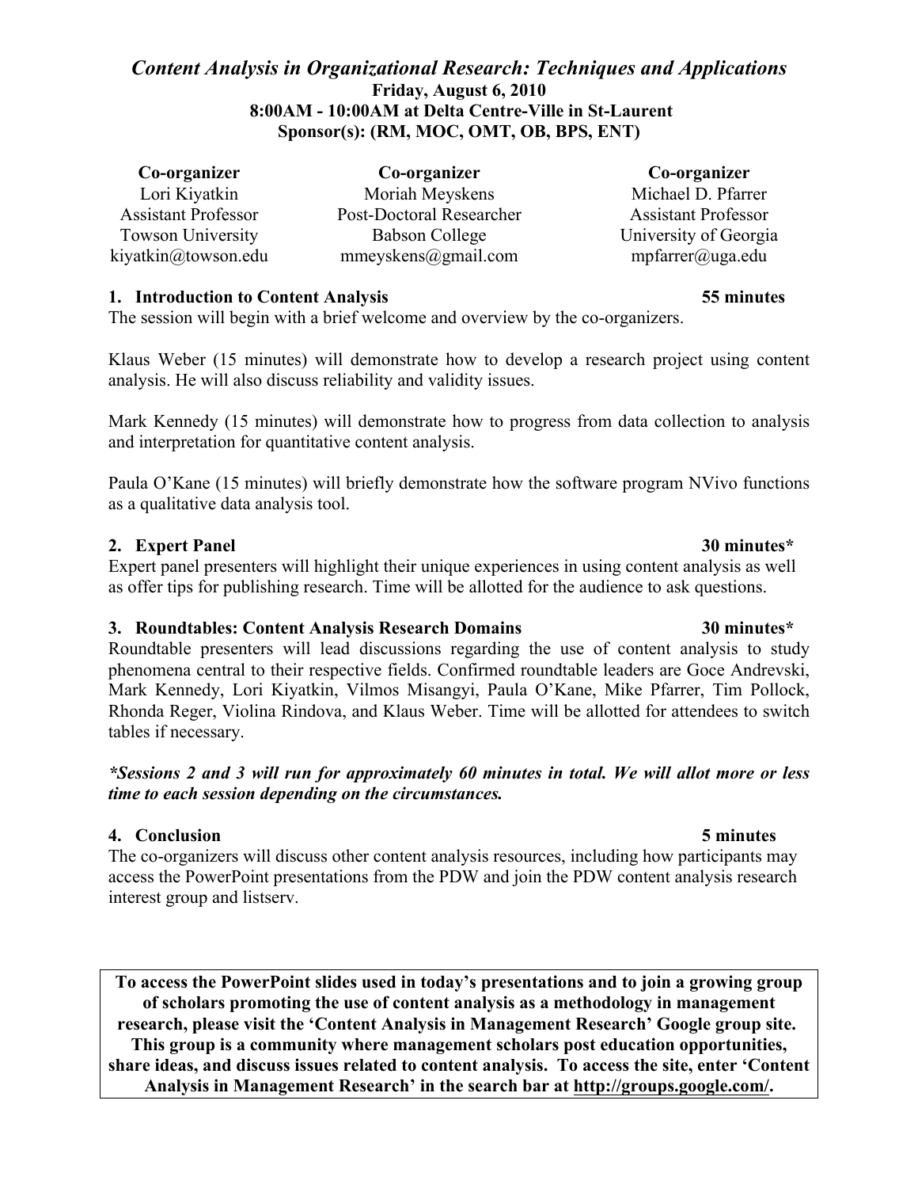# *Content Analysis in Organizational Research: Techniques and Applications*

**Friday, August 6, 2010**
**8:00AM - 10:00AM at Delta Centre-Ville in St-Laurent**
**Sponsor(s): (RM, MOC, OMT, OB, BPS, ENT)**

| **Co-organizer** | **Co-organizer** | **Co-organizer** |
|---|---|---|
| Lori Kiyatkin | Moriah Meyskens | Michael D. Pfarrer |
| Assistant Professor | Post-Doctoral Researcher | Assistant Professor |
| Towson University | Babson College | University of Georgia |
| kiyatkin@towson.edu | mmeyskens@gmail.com | mpfarrer@uga.edu |

### 1. Introduction to Content Analysis — 55 minutes

The session will begin with a brief welcome and overview by the co-organizers.

Klaus Weber (15 minutes) will demonstrate how to develop a research project using content analysis. He will also discuss reliability and validity issues.

Mark Kennedy (15 minutes) will demonstrate how to progress from data collection to analysis and interpretation for quantitative content analysis.

Paula O'Kane (15 minutes) will briefly demonstrate how the software program NVivo functions as a qualitative data analysis tool.

### 2. Expert Panel — 30 minutes*

Expert panel presenters will highlight their unique experiences in using content analysis as well as offer tips for publishing research. Time will be allotted for the audience to ask questions.

### 3. Roundtables: Content Analysis Research Domains — 30 minutes*

Roundtable presenters will lead discussions regarding the use of content analysis to study phenomena central to their respective fields. Confirmed roundtable leaders are Goce Andrevski, Mark Kennedy, Lori Kiyatkin, Vilmos Misangyi, Paula O'Kane, Mike Pfarrer, Tim Pollock, Rhonda Reger, Violina Rindova, and Klaus Weber. Time will be allotted for attendees to switch tables if necessary.

***\*Sessions 2 and 3 will run for approximately 60 minutes in total. We will allot more or less time to each session depending on the circumstances.***

### 4. Conclusion — 5 minutes

The co-organizers will discuss other content analysis resources, including how participants may access the PowerPoint presentations from the PDW and join the PDW content analysis research interest group and listserv.

**To access the PowerPoint slides used in today's presentations and to join a growing group of scholars promoting the use of content analysis as a methodology in management research, please visit the 'Content Analysis in Management Research' Google group site. This group is a community where management scholars post education opportunities, share ideas, and discuss issues related to content analysis. To access the site, enter 'Content Analysis in Management Research' in the search bar at http://groups.google.com/.**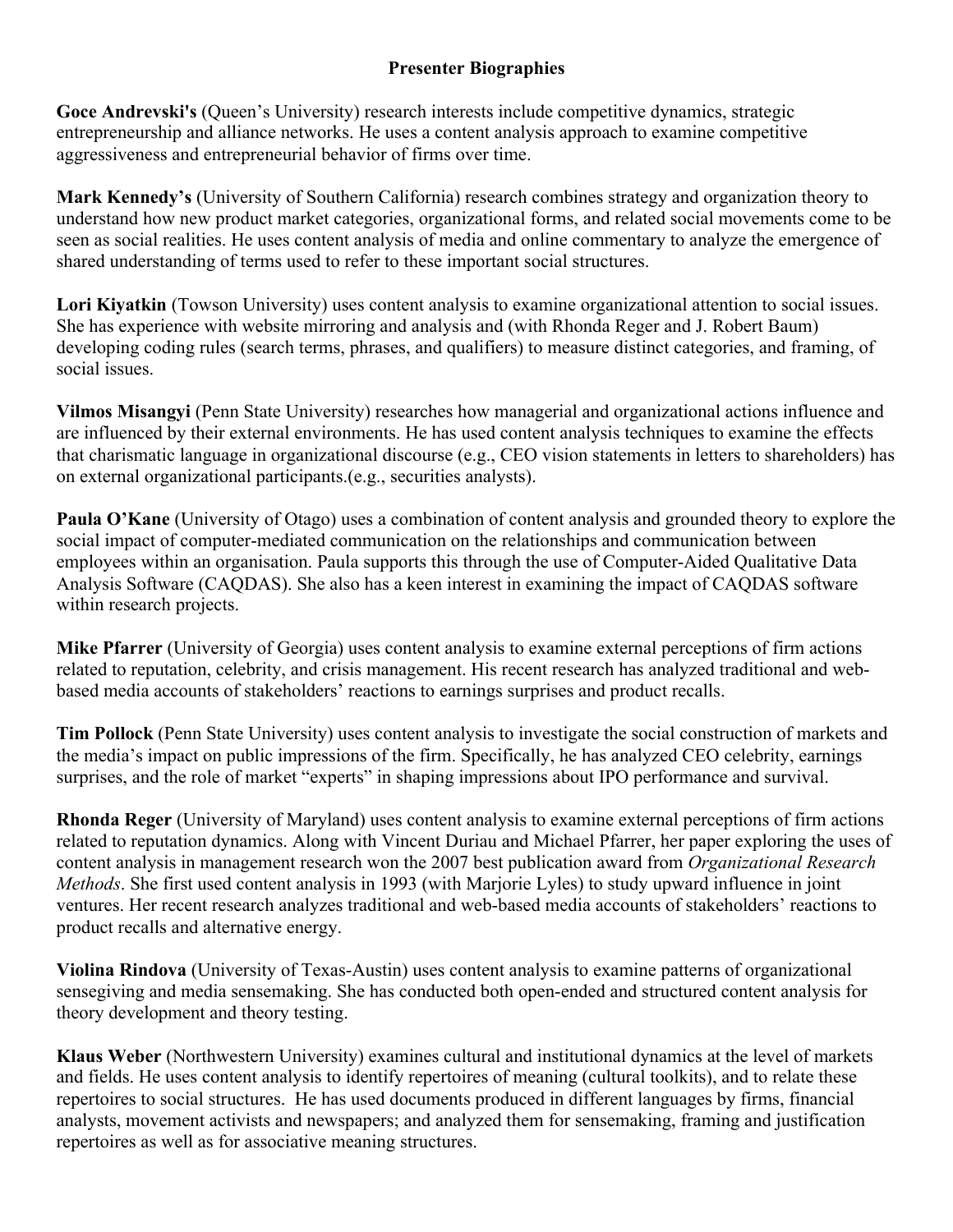## Presenter Biographies

**Goce Andrevski's** (Queen's University) research interests include competitive dynamics, strategic entrepreneurship and alliance networks. He uses a content analysis approach to examine competitive aggressiveness and entrepreneurial behavior of firms over time.

**Mark Kennedy's** (University of Southern California) research combines strategy and organization theory to understand how new product market categories, organizational forms, and related social movements come to be seen as social realities. He uses content analysis of media and online commentary to analyze the emergence of shared understanding of terms used to refer to these important social structures.

**Lori Kiyatkin** (Towson University) uses content analysis to examine organizational attention to social issues. She has experience with website mirroring and analysis and (with Rhonda Reger and J. Robert Baum) developing coding rules (search terms, phrases, and qualifiers) to measure distinct categories, and framing, of social issues.

**Vilmos Misangyi** (Penn State University) researches how managerial and organizational actions influence and are influenced by their external environments. He has used content analysis techniques to examine the effects that charismatic language in organizational discourse (e.g., CEO vision statements in letters to shareholders) has on external organizational participants.(e.g., securities analysts).

**Paula O'Kane** (University of Otago) uses a combination of content analysis and grounded theory to explore the social impact of computer-mediated communication on the relationships and communication between employees within an organisation. Paula supports this through the use of Computer-Aided Qualitative Data Analysis Software (CAQDAS). She also has a keen interest in examining the impact of CAQDAS software within research projects.

**Mike Pfarrer** (University of Georgia) uses content analysis to examine external perceptions of firm actions related to reputation, celebrity, and crisis management. His recent research has analyzed traditional and web-based media accounts of stakeholders' reactions to earnings surprises and product recalls.

**Tim Pollock** (Penn State University) uses content analysis to investigate the social construction of markets and the media's impact on public impressions of the firm. Specifically, he has analyzed CEO celebrity, earnings surprises, and the role of market "experts" in shaping impressions about IPO performance and survival.

**Rhonda Reger** (University of Maryland) uses content analysis to examine external perceptions of firm actions related to reputation dynamics. Along with Vincent Duriau and Michael Pfarrer, her paper exploring the uses of content analysis in management research won the 2007 best publication award from *Organizational Research Methods*. She first used content analysis in 1993 (with Marjorie Lyles) to study upward influence in joint ventures. Her recent research analyzes traditional and web-based media accounts of stakeholders' reactions to product recalls and alternative energy.

**Violina Rindova** (University of Texas-Austin) uses content analysis to examine patterns of organizational sensegiving and media sensemaking. She has conducted both open-ended and structured content analysis for theory development and theory testing.

**Klaus Weber** (Northwestern University) examines cultural and institutional dynamics at the level of markets and fields. He uses content analysis to identify repertoires of meaning (cultural toolkits), and to relate these repertoires to social structures. He has used documents produced in different languages by firms, financial analysts, movement activists and newspapers; and analyzed them for sensemaking, framing and justification repertoires as well as for associative meaning structures.